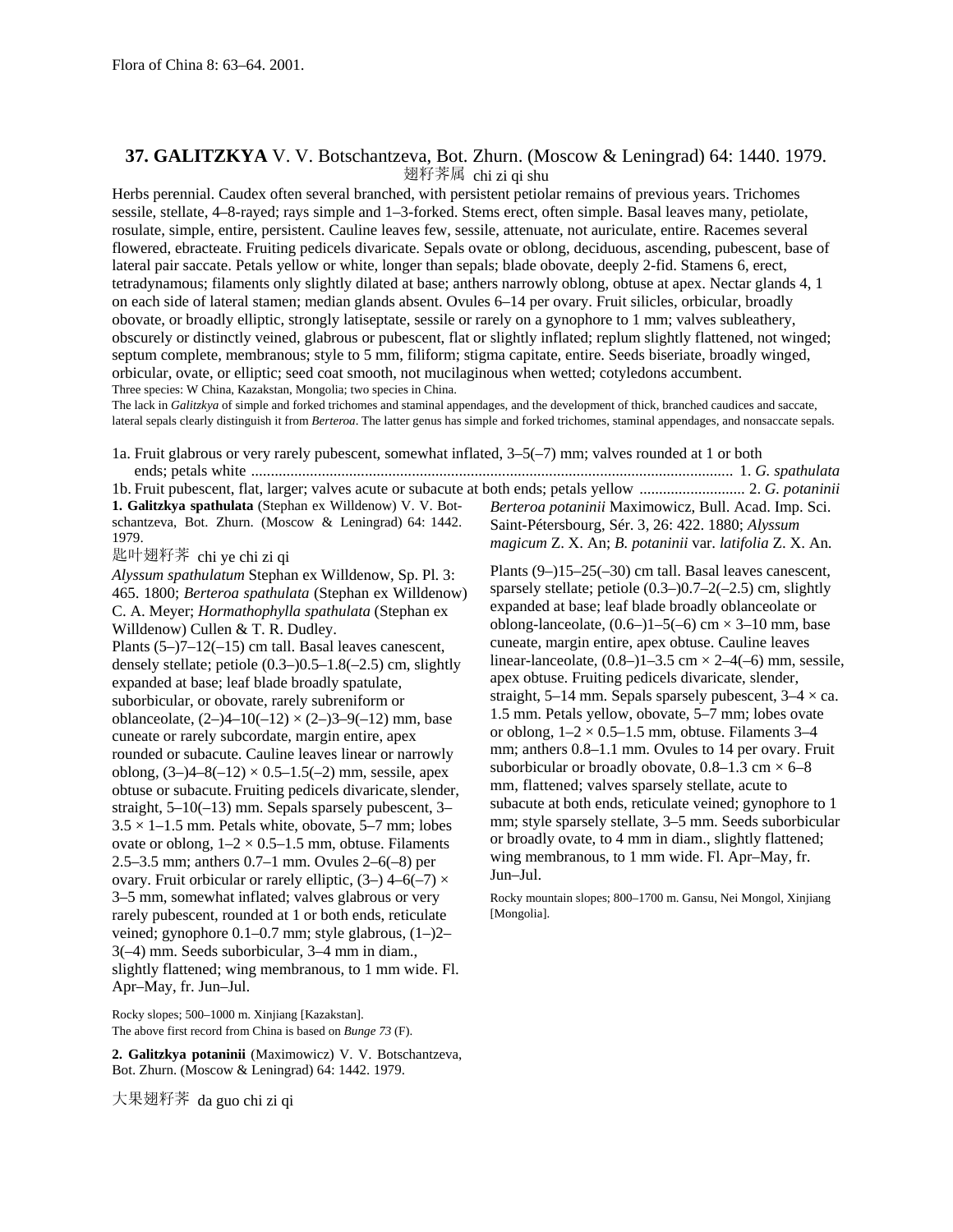Flora of China 8: 63–64. 2001.

## 37. GALITZKYA V. V. Botschantzeva, Bot. Zhurn. (Moscow & Leningrad) 64: 1440. 1979.

翅籽荠属 chi zi qi shu

Herbs perennial. Caudex often several branched, with persistent petiolar remains of previous years. Trichomes sessile, stellate, 4–8-rayed; rays simple and 1–3-forked. Stems erect, often simple. Basal leaves many, petiolate, rosulate, simple, entire, persistent. Cauline leaves few, sessile, attenuate, not auriculate, entire. Racemes several flowered, ebracteate. Fruiting pedicels divaricate. Sepals ovate or oblong, deciduous, ascending, pubescent, base of lateral pair saccate. Petals yellow or white, longer than sepals; blade obovate, deeply 2-fid. Stamens 6, erect, tetradynamous; filaments only slightly dilated at base; anthers narrowly oblong, obtuse at apex. Nectar glands 4, 1 on each side of lateral stamen; median glands absent. Ovules 6–14 per ovary. Fruit silicles, orbicular, broadly obovate, or broadly elliptic, strongly latiseptate, sessile or rarely on a gynophore to 1 mm; valves subleathery, obscurely or distinctly veined, glabrous or pubescent, flat or slightly inflated; replum slightly flattened, not winged; septum complete, membranous; style to 5 mm, filiform; stigma capitate, entire. Seeds biseriate, broadly winged, orbicular, ovate, or elliptic; seed coat smooth, not mucilaginous when wetted; cotyledons accumbent.

Three species: W China, Kazakstan, Mongolia; two species in China.

The lack in *Galitzkya* of simple and forked trichomes and staminal appendages, and the development of thick, branched caudices and saccate, lateral sepals clearly distinguish it from *Berteroa*. The latter genus has simple and forked trichomes, staminal appendages, and nonsaccate sepals.

1a. Fruit glabrous or very rarely pubescent, somewhat inflated, 3–5(–7) mm; valves rounded at 1 or both ends; petals white .......... 1. *G. spathulata*
1b. Fruit pubescent, flat, larger; valves acute or subacute at both ends; petals yellow .......... 2. *G. potaninii*

**1. Galitzkya spathulata** (Stephan ex Willdenow) V. V. Botschantzeva, Bot. Zhurn. (Moscow & Leningrad) 64: 1442. 1979.

匙叶翅籽荠 chi ye chi zi qi

*Alyssum spathulatum* Stephan ex Willdenow, Sp. Pl. 3: 465. 1800; *Berteroa spathulata* (Stephan ex Willdenow) C. A. Meyer; *Hormathophylla spathulata* (Stephan ex Willdenow) Cullen & T. R. Dudley.

Plants (5–)7–12(–15) cm tall. Basal leaves canescent, densely stellate; petiole (0.3–)0.5–1.8(–2.5) cm, slightly expanded at base; leaf blade broadly spatulate, suborbicular, or obovate, rarely subreniform or oblanceolate, (2–)4–10(–12) × (2–)3–9(–12) mm, base cuneate or rarely subcordate, margin entire, apex rounded or subacute. Cauline leaves linear or narrowly oblong, (3–)4–8(–12) × 0.5–1.5(–2) mm, sessile, apex obtuse or subacute. Fruiting pedicels divaricate, slender, straight, 5–10(–13) mm. Sepals sparsely pubescent, 3–3.5 × 1–1.5 mm. Petals white, obovate, 5–7 mm; lobes ovate or oblong, 1–2 × 0.5–1.5 mm, obtuse. Filaments 2.5–3.5 mm; anthers 0.7–1 mm. Ovules 2–6(–8) per ovary. Fruit orbicular or rarely elliptic, (3–) 4–6(–7) × 3–5 mm, somewhat inflated; valves glabrous or very rarely pubescent, rounded at 1 or both ends, reticulate veined; gynophore 0.1–0.7 mm; style glabrous, (1–)2–3(–4) mm. Seeds suborbicular, 3–4 mm in diam., slightly flattened; wing membranous, to 1 mm wide. Fl. Apr–May, fr. Jun–Jul.

Rocky slopes; 500–1000 m. Xinjiang [Kazakstan].

The above first record from China is based on *Bunge 73* (F).

**2. Galitzkya potaninii** (Maximowicz) V. V. Botschantzeva, Bot. Zhurn. (Moscow & Leningrad) 64: 1442. 1979.

大果翅籽荠 da guo chi zi qi

*Berteroa potaninii* Maximowicz, Bull. Acad. Imp. Sci. Saint-Pétersbourg, Sér. 3, 26: 422. 1880; *Alyssum magicum* Z. X. An; *B. potaninii* var. *latifolia* Z. X. An.

Plants (9–)15–25(–30) cm tall. Basal leaves canescent, sparsely stellate; petiole (0.3–)0.7–2(–2.5) cm, slightly expanded at base; leaf blade broadly oblanceolate or oblong-lanceolate, (0.6–)1–5(–6) cm × 3–10 mm, base cuneate, margin entire, apex obtuse. Cauline leaves linear-lanceolate, (0.8–)1–3.5 cm × 2–4(–6) mm, sessile, apex obtuse. Fruiting pedicels divaricate, slender, straight, 5–14 mm. Sepals sparsely pubescent, 3–4 × ca. 1.5 mm. Petals yellow, obovate, 5–7 mm; lobes ovate or oblong, 1–2 × 0.5–1.5 mm, obtuse. Filaments 3–4 mm; anthers 0.8–1.1 mm. Ovules to 14 per ovary. Fruit suborbicular or broadly obovate, 0.8–1.3 cm × 6–8 mm, flattened; valves sparsely stellate, acute to subacute at both ends, reticulate veined; gynophore to 1 mm; style sparsely stellate, 3–5 mm. Seeds suborbicular or broadly ovate, to 4 mm in diam., slightly flattened; wing membranous, to 1 mm wide. Fl. Apr–May, fr. Jun–Jul.

Rocky mountain slopes; 800–1700 m. Gansu, Nei Mongol, Xinjiang [Mongolia].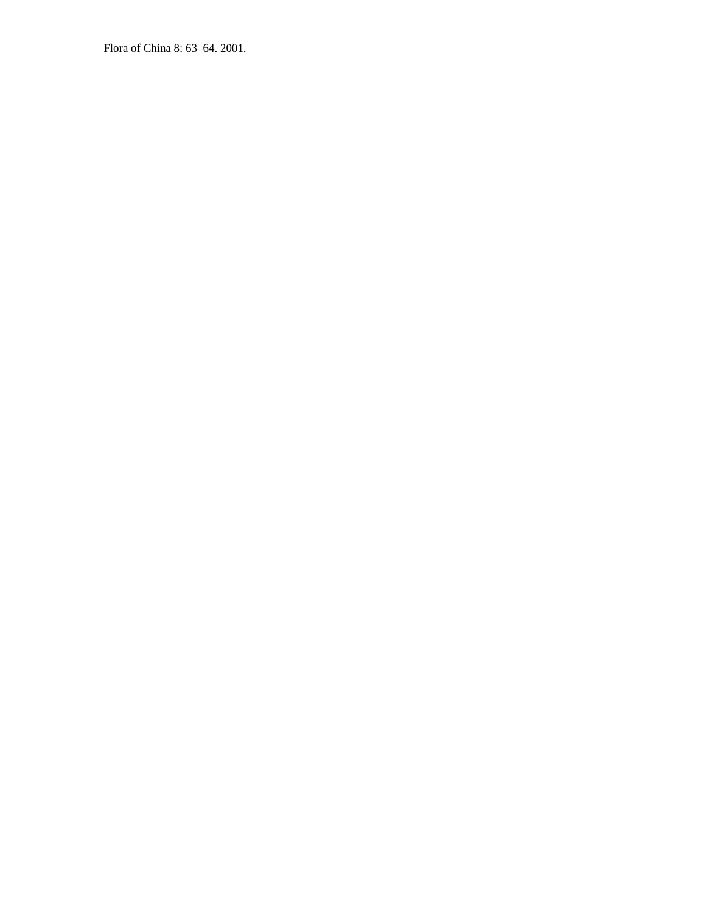Flora of China 8: 63–64. 2001.